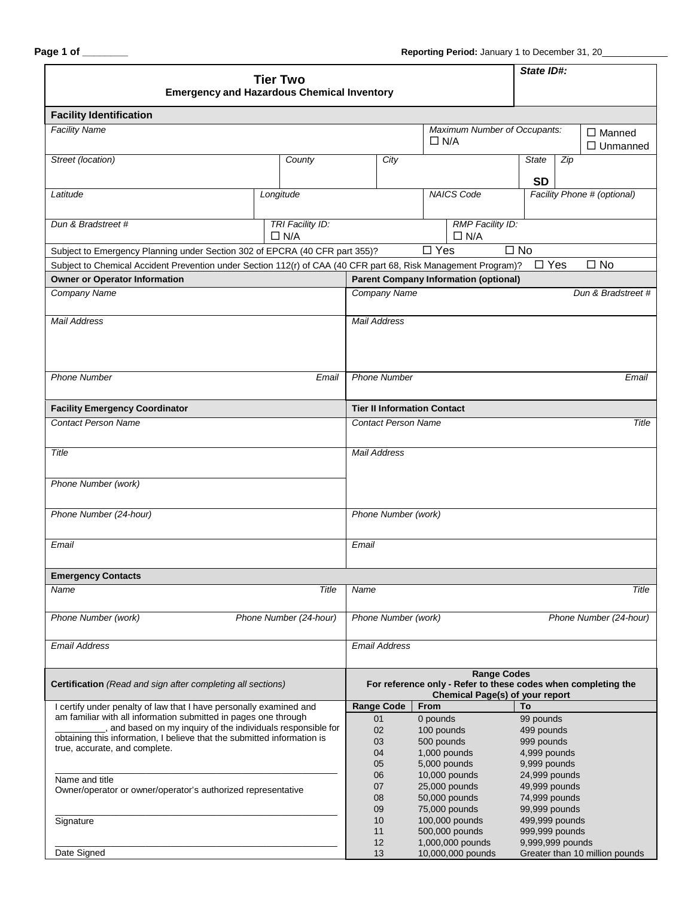Page 1 of ________ **Reporting Period:** January 1 to December 31, 20____________

# Tier Two
## Emergency and Hazardous Chemical Inventory

***State ID#:***

### Facility Identification

| *Facility Name* | | | *Maximum Number of Occupants:* ☐ N/A | ☐ Manned ☐ Unmanned |
|---|---|---|---|---|
| *Street (location)* | *County* | *City* | *State* **SD** | *Zip* |
| *Latitude* | *Longitude* | *NAICS Code* | *Facility Phone # (optional)* | |
| *Dun & Bradstreet #* | *TRI Facility ID:* ☐ N/A | *RMP Facility ID:* ☐ N/A | | |

Subject to Emergency Planning under Section 302 of EPCRA (40 CFR part 355)? ☐ Yes ☐ No

Subject to Chemical Accident Prevention under Section 112(r) of CAA (40 CFR part 68, Risk Management Program)? ☐ Yes ☐ No

| **Owner or Operator Information** | **Parent Company Information (optional)** |
|---|---|
| *Company Name* | *Company Name* / *Dun & Bradstreet #* |
| *Mail Address* | *Mail Address* |
| *Phone Number* / *Email* | *Phone Number* / *Email* |

| **Facility Emergency Coordinator** | **Tier II Information Contact** |
|---|---|
| *Contact Person Name* | *Contact Person Name* / *Title* |
| *Title* | *Mail Address* |
| *Phone Number (work)* | |
| *Phone Number (24-hour)* | *Phone Number (work)* |
| *Email* | *Email* |

### Emergency Contacts

| | |
|---|---|
| *Name* / *Title* | *Name* / *Title* |
| *Phone Number (work)* / *Phone Number (24-hour)* | *Phone Number (work)* / *Phone Number (24-hour)* |
| *Email Address* | *Email Address* |

**Certification** *(Read and sign after completing all sections)*

I certify under penalty of law that I have personally examined and am familiar with all information submitted in pages one through __________, and based on my inquiry of the individuals responsible for obtaining this information, I believe that the submitted information is true, accurate, and complete.

______________________________________
Name and title
Owner/operator or owner/operator's authorized representative

______________________________________
Signature

______________________________________
Date Signed

**Range Codes**
**For reference only - Refer to these codes when completing the Chemical Page(s) of your report**

| Range Code | From | To |
|---|---|---|
| 01 | 0 pounds | 99 pounds |
| 02 | 100 pounds | 499 pounds |
| 03 | 500 pounds | 999 pounds |
| 04 | 1,000 pounds | 4,999 pounds |
| 05 | 5,000 pounds | 9,999 pounds |
| 06 | 10,000 pounds | 24,999 pounds |
| 07 | 25,000 pounds | 49,999 pounds |
| 08 | 50,000 pounds | 74,999 pounds |
| 09 | 75,000 pounds | 99,999 pounds |
| 10 | 100,000 pounds | 499,999 pounds |
| 11 | 500,000 pounds | 999,999 pounds |
| 12 | 1,000,000 pounds | 9,999,999 pounds |
| 13 | 10,000,000 pounds | Greater than 10 million pounds |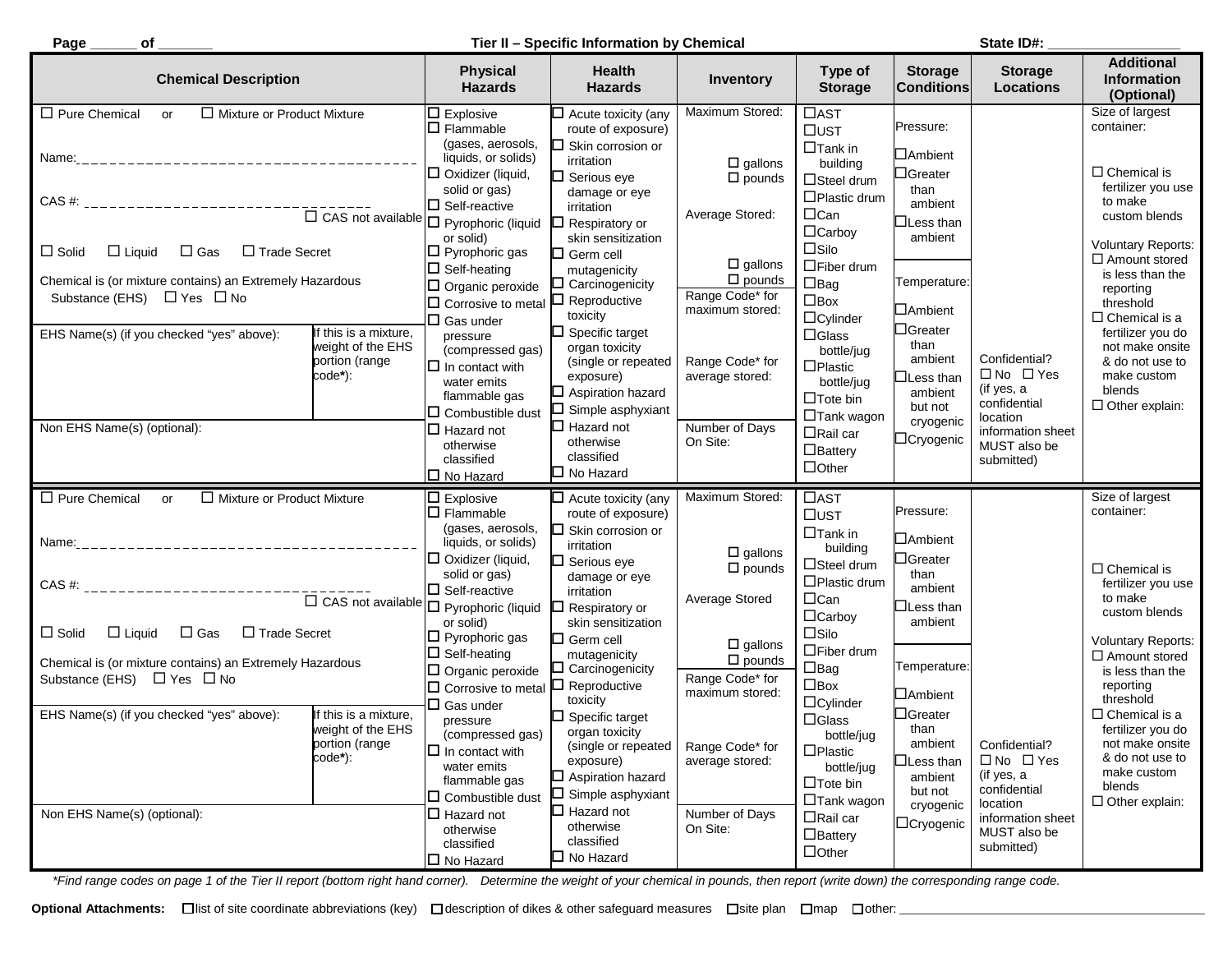Page ______ of _______ **Tier II – Specific Information by Chemical** State ID#: __________________

| Chemical Description | Physical Hazards | Health Hazards | Inventory | Type of Storage | Storage Conditions | Storage Locations | Additional Information (Optional) |
|---|---|---|---|---|---|---|---|
| ☐ Pure Chemical or ☐ Mixture or Product Mixture<br><br>Name: _ _ _ _ _ _ _ _ _ _ _ _ _ _ _ _ _ _ _ _<br><br>CAS #: _ _ _ _ _ _ _ _ _ _ _ _ _ _ _ _ _ _ ☐ CAS not available<br><br>☐ Solid ☐ Liquid ☐ Gas ☐ Trade Secret<br><br>Chemical is (or mixture contains) an Extremely Hazardous Substance (EHS) ☐ Yes ☐ No<br><br>EHS Name(s) (if you checked "yes" above): / If this is a mixture, weight of the EHS portion (range code*):<br><br>Non EHS Name(s) (optional): | ☐ Explosive<br>☐ Flammable (gases, aerosols, liquids, or solids)<br>☐ Oxidizer (liquid, solid or gas)<br>☐ Self-reactive<br>☐ Pyrophoric (liquid or solid)<br>☐ Pyrophoric gas<br>☐ Self-heating<br>☐ Organic peroxide<br>☐ Corrosive to metal<br>☐ Gas under pressure (compressed gas)<br>☐ In contact with water emits flammable gas<br>☐ Combustible dust<br>☐ Hazard not otherwise classified<br>☐ No Hazard | ☐ Acute toxicity (any route of exposure)<br>☐ Skin corrosion or irritation<br>☐ Serious eye damage or eye irritation<br>☐ Respiratory or skin sensitization<br>☐ Germ cell mutagenicity<br>☐ Carcinogenicity<br>☐ Reproductive toxicity<br>☐ Specific target organ toxicity (single or repeated exposure)<br>☐ Aspiration hazard<br>☐ Simple asphyxiant<br>☐ Hazard not otherwise classified<br>☐ No Hazard | Maximum Stored:<br>☐ gallons<br>☐ pounds<br><br>Average Stored:<br>☐ gallons<br>☐ pounds<br><br>Range Code* for maximum stored:<br><br>Range Code* for average stored:<br><br>Number of Days On Site: | ☐AST<br>☐UST<br>☐Tank in building<br>☐Steel drum<br>☐Plastic drum<br>☐Can<br>☐Carboy<br>☐Silo<br>☐Fiber drum<br>☐Bag<br>☐Box<br>☐Cylinder<br>☐Glass bottle/jug<br>☐Plastic bottle/jug<br>☐Tote bin<br>☐Tank wagon<br>☐Rail car<br>☐Battery<br>☐Other | Pressure:<br>☐Ambient<br>☐Greater than ambient<br>☐Less than ambient<br><br>Temperature:<br>☐Ambient<br>☐Greater than ambient<br>☐Less than ambient but not cryogenic<br>☐Cryogenic | Confidential?<br>☐ No ☐ Yes<br>(if yes, a confidential location information sheet MUST also be submitted) | Size of largest container:<br><br>☐ Chemical is fertilizer you use to make custom blends<br><br>Voluntary Reports:<br>☐ Amount stored is less than the reporting threshold<br>☐ Chemical is a fertilizer you do not make onsite & do not use to make custom blends<br>☐ Other explain: |
| ☐ Pure Chemical or ☐ Mixture or Product Mixture<br><br>Name: _ _ _ _ _ _ _ _ _ _ _ _ _ _ _ _ _ _ _ _<br><br>CAS #: _ _ _ _ _ _ _ _ _ _ _ _ _ _ _ _ _ _ ☐ CAS not available<br><br>☐ Solid ☐ Liquid ☐ Gas ☐ Trade Secret<br><br>Chemical is (or mixture contains) an Extremely Hazardous Substance (EHS) ☐ Yes ☐ No<br><br>EHS Name(s) (if you checked "yes" above): / If this is a mixture, weight of the EHS portion (range code*):<br><br>Non EHS Name(s) (optional): | ☐ Explosive<br>☐ Flammable (gases, aerosols, liquids, or solids)<br>☐ Oxidizer (liquid, solid or gas)<br>☐ Self-reactive<br>☐ Pyrophoric (liquid or solid)<br>☐ Pyrophoric gas<br>☐ Self-heating<br>☐ Organic peroxide<br>☐ Corrosive to metal<br>☐ Gas under pressure (compressed gas)<br>☐ In contact with water emits flammable gas<br>☐ Combustible dust<br>☐ Hazard not otherwise classified<br>☐ No Hazard | ☐ Acute toxicity (any route of exposure)<br>☐ Skin corrosion or irritation<br>☐ Serious eye damage or eye irritation<br>☐ Respiratory or skin sensitization<br>☐ Germ cell mutagenicity<br>☐ Carcinogenicity<br>☐ Reproductive toxicity<br>☐ Specific target organ toxicity (single or repeated exposure)<br>☐ Aspiration hazard<br>☐ Simple asphyxiant<br>☐ Hazard not otherwise classified<br>☐ No Hazard | Maximum Stored:<br>☐ gallons<br>☐ pounds<br><br>Average Stored<br>☐ gallons<br>☐ pounds<br><br>Range Code* for maximum stored:<br><br>Range Code* for average stored:<br><br>Number of Days On Site: | ☐AST<br>☐UST<br>☐Tank in building<br>☐Steel drum<br>☐Plastic drum<br>☐Can<br>☐Carboy<br>☐Silo<br>☐Fiber drum<br>☐Bag<br>☐Box<br>☐Cylinder<br>☐Glass bottle/jug<br>☐Plastic bottle/jug<br>☐Tote bin<br>☐Tank wagon<br>☐Rail car<br>☐Battery<br>☐Other | Pressure:<br>☐Ambient<br>☐Greater than ambient<br>☐Less than ambient<br><br>Temperature:<br>☐Ambient<br>☐Greater than ambient<br>☐Less than ambient but not cryogenic<br>☐Cryogenic | Confidential?<br>☐ No ☐ Yes<br>(if yes, a confidential location information sheet MUST also be submitted) | Size of largest container:<br><br>☐ Chemical is fertilizer you use to make custom blends<br><br>Voluntary Reports:<br>☐ Amount stored is less than the reporting threshold<br>☐ Chemical is a fertilizer you do not make onsite & do not use to make custom blends<br>☐ Other explain: |

*\*Find range codes on page 1 of the Tier II report (bottom right hand corner). Determine the weight of your chemical in pounds, then report (write down) the corresponding range code.*

**Optional Attachments:** ☐list of site coordinate abbreviations (key) ☐description of dikes & other safeguard measures ☐site plan ☐map ☐other: ____________________________________________